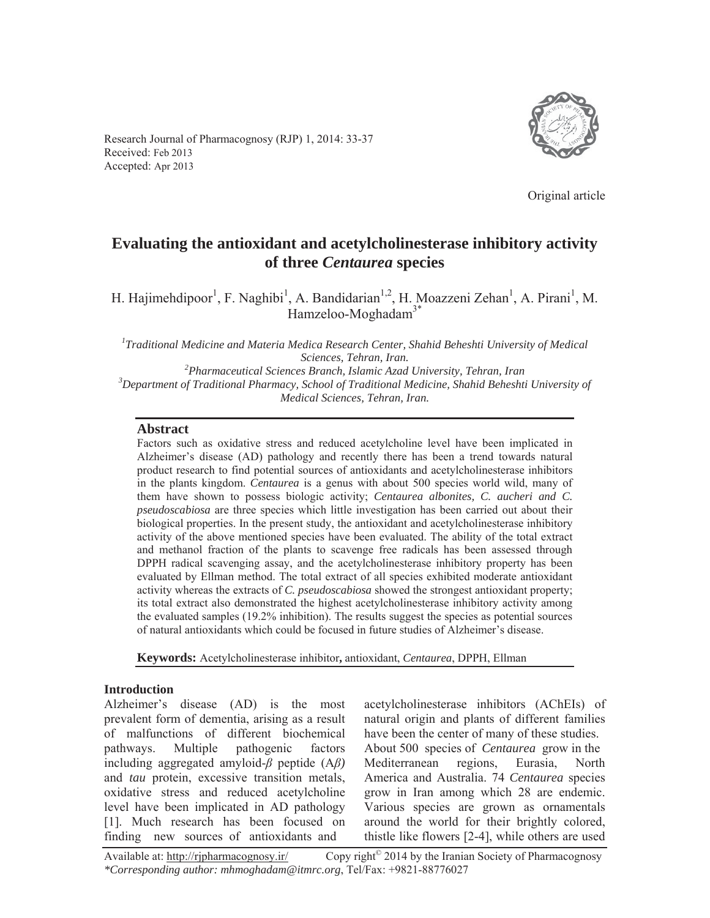Original article

# Evaluating the antioxidant and acetylcholinesterase inhibitory activity of three *Centaurea* species

H. Hajimehdipoor[1], F. Naghibi[1], A. Bandidarian[1,2], H. Moazzeni Zehan[1], A. Pirani[1], M. Hamzeloo-Moghadam[3*]

*[1]Traditional Medicine and Materia Medica Research Center, Shahid Beheshti University of Medical Sciences, Tehran, Iran.*
*[2]Pharmaceutical Sciences Branch, Islamic Azad University, Tehran, Iran*
*[3]Department of Traditional Pharmacy, School of Traditional Medicine, Shahid Beheshti University of Medical Sciences, Tehran, Iran.*

## Abstract

Factors such as oxidative stress and reduced acetylcholine level have been implicated in Alzheimer's disease (AD) pathology and recently there has been a trend towards natural product research to find potential sources of antioxidants and acetylcholinesterase inhibitors in the plants kingdom. *Centaurea* is a genus with about 500 species world wild, many of them have shown to possess biologic activity; *Centaurea albonites, C. aucheri and C. pseudoscabiosa* are three species which little investigation has been carried out about their biological properties. In the present study, the antioxidant and acetylcholinesterase inhibitory activity of the above mentioned species have been evaluated. The ability of the total extract and methanol fraction of the plants to scavenge free radicals has been assessed through DPPH radical scavenging assay, and the acetylcholinesterase inhibitory property has been evaluated by Ellman method. The total extract of all species exhibited moderate antioxidant activity whereas the extracts of *C. pseudoscabiosa* showed the strongest antioxidant property; its total extract also demonstrated the highest acetylcholinesterase inhibitory activity among the evaluated samples (19.2% inhibition). The results suggest the species as potential sources of natural antioxidants which could be focused in future studies of Alzheimer's disease.

**Keywords:** Acetylcholinesterase inhibitor**,** antioxidant, *Centaurea*, DPPH, Ellman

## Introduction

Alzheimer's disease (AD) is the most prevalent form of dementia, arising as a result of malfunctions of different biochemical pathways. Multiple pathogenic factors including aggregated amyloid-*β* peptide (A*β)* and *tau* protein, excessive transition metals, oxidative stress and reduced acetylcholine level have been implicated in AD pathology [1]. Much research has been focused on finding new sources of antioxidants and acetylcholinesterase inhibitors (AChEIs) of natural origin and plants of different families have been the center of many of these studies.

About 500 species of *Centaurea* grow in the Mediterranean regions, Eurasia, North America and Australia. 74 *Centaurea* species grow in Iran among which 28 are endemic. Various species are grown as ornamentals around the world for their brightly colored, thistle like flowers [2-4], while others are used

Available at: http://rjpharmacognosy.ir/ Copy right© 2014 by the Iranian Society of Pharmacognosy
*\*Corresponding author: mhmoghadam@itmrc.org*, Tel/Fax: +9821-88776027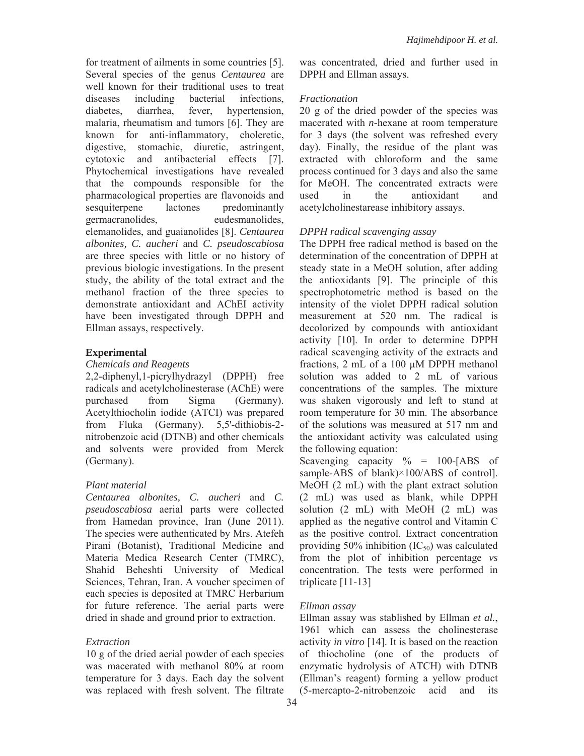for treatment of ailments in some countries [5]. Several species of the genus *Centaurea* are well known for their traditional uses to treat diseases including bacterial infections, diabetes, diarrhea, fever, hypertension, malaria, rheumatism and tumors [6]. They are known for anti-inflammatory, choleretic, digestive, stomachic, diuretic, astringent, cytotoxic and antibacterial effects [7]. Phytochemical investigations have revealed that the compounds responsible for the pharmacological properties are flavonoids and sesquiterpene lactones predominantly germacranolides, eudesmanolides, elemanolides, and guaianolides [8]. *Centaurea albonites, C. aucheri* and *C. pseudoscabiosa* are three species with little or no history of previous biologic investigations. In the present study, the ability of the total extract and the methanol fraction of the three species to demonstrate antioxidant and AChEI activity have been investigated through DPPH and Ellman assays, respectively.

## Experimental

### *Chemicals and Reagents*

2,2-diphenyl,1-picrylhydrazyl (DPPH) free radicals and acetylcholinesterase (AChE) were purchased from Sigma (Germany). Acetylthiocholin iodide (ATCI) was prepared from Fluka (Germany). 5,5'-dithiobis-2-nitrobenzoic acid (DTNB) and other chemicals and solvents were provided from Merck (Germany).

### *Plant material*

*Centaurea albonites, C. aucheri* and *C. pseudoscabiosa* aerial parts were collected from Hamedan province, Iran (June 2011). The species were authenticated by Mrs. Atefeh Pirani (Botanist), Traditional Medicine and Materia Medica Research Center (TMRC), Shahid Beheshti University of Medical Sciences, Tehran, Iran. A voucher specimen of each species is deposited at TMRC Herbarium for future reference. The aerial parts were dried in shade and ground prior to extraction.

### *Extraction*

10 g of the dried aerial powder of each species was macerated with methanol 80% at room temperature for 3 days. Each day the solvent was replaced with fresh solvent. The filtrate was concentrated, dried and further used in DPPH and Ellman assays.

### *Fractionation*

20 g of the dried powder of the species was macerated with *n*-hexane at room temperature for 3 days (the solvent was refreshed every day). Finally, the residue of the plant was extracted with chloroform and the same process continued for 3 days and also the same for MeOH. The concentrated extracts were used in the antioxidant and acetylcholinestarease inhibitory assays.

### *DPPH radical scavenging assay*

The DPPH free radical method is based on the determination of the concentration of DPPH at steady state in a MeOH solution, after adding the antioxidants [9]. The principle of this spectrophotometric method is based on the intensity of the violet DPPH radical solution measurement at 520 nm. The radical is decolorized by compounds with antioxidant activity [10]. In order to determine DPPH radical scavenging activity of the extracts and fractions, 2 mL of a 100 μM DPPH methanol solution was added to 2 mL of various concentrations of the samples. The mixture was shaken vigorously and left to stand at room temperature for 30 min. The absorbance of the solutions was measured at 517 nm and the antioxidant activity was calculated using the following equation:

Scavenging capacity % = 100-[ABS of sample-ABS of blank)×100/ABS of control]. MeOH (2 mL) with the plant extract solution (2 mL) was used as blank, while DPPH solution (2 mL) with MeOH (2 mL) was applied as the negative control and Vitamin C as the positive control. Extract concentration providing 50% inhibition ($IC_{50}$) was calculated from the plot of inhibition percentage *vs* concentration. The tests were performed in triplicate [11-13]

### *Ellman assay*

Ellman assay was stablished by Ellman *et al.*, 1961 which can assess the cholinesterase activity *in vitro* [14]. It is based on the reaction of thiocholine (one of the products of enzymatic hydrolysis of ATCH) with DTNB (Ellman's reagent) forming a yellow product (5-mercapto-2-nitrobenzoic acid and its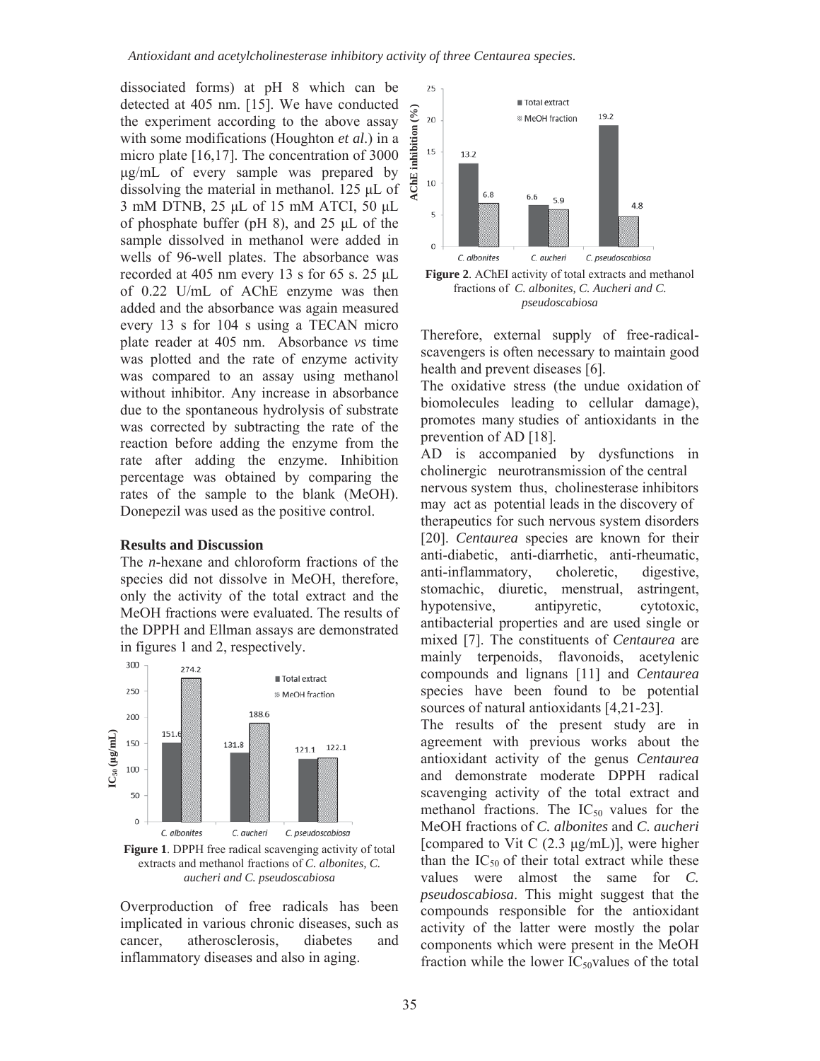dissociated forms) at pH 8 which can be detected at 405 nm. [15]. We have conducted the experiment according to the above assay with some modifications (Houghton *et al*.) in a micro plate [16,17]. The concentration of 3000 μg/mL of every sample was prepared by dissolving the material in methanol. 125 μL of 3 mM DTNB, 25 μL of 15 mM ATCI, 50 μL of phosphate buffer (pH 8), and 25 μL of the sample dissolved in methanol were added in wells of 96-well plates. The absorbance was recorded at 405 nm every 13 s for 65 s. 25 μL of 0.22 U/mL of AChE enzyme was then added and the absorbance was again measured every 13 s for 104 s using a TECAN micro plate reader at 405 nm. Absorbance *vs* time was plotted and the rate of enzyme activity was compared to an assay using methanol without inhibitor. Any increase in absorbance due to the spontaneous hydrolysis of substrate was corrected by subtracting the rate of the reaction before adding the enzyme from the rate after adding the enzyme. Inhibition percentage was obtained by comparing the rates of the sample to the blank (MeOH). Donepezil was used as the positive control.

## Results and Discussion

The *n*-hexane and chloroform fractions of the species did not dissolve in MeOH, therefore, only the activity of the total extract and the MeOH fractions were evaluated. The results of the DPPH and Ellman assays are demonstrated in figures 1 and 2, respectively.

| | Total extract | MeOH fraction |
|---|---|---|
| *C. albonites* | 151.6 | 274.2 |
| *C. aucheri* | 131.8 | 188.6 |
| *C. pseudoscabiosa* | 121.1 | 122.1 |

**Figure 1**. DPPH free radical scavenging activity of total extracts and methanol fractions of *C. albonites, C. aucheri and C. pseudoscabiosa*

Overproduction of free radicals has been implicated in various chronic diseases, such as cancer, atherosclerosis, diabetes and inflammatory diseases and also in aging.

| | Total extract | MeOH fraction |
|---|---|---|
| *C. albonites* | 13.2 | 6.8 |
| *C. aucheri* | 6.6 | 5.9 |
| *C. pseudoscabiosa* | 19.2 | 4.8 |

**Figure 2**. AChEI activity of total extracts and methanol fractions of *C. albonites, C. Aucheri and C. pseudoscabiosa*

Therefore, external supply of free-radical-scavengers is often necessary to maintain good health and prevent diseases [6].

The oxidative stress (the undue oxidation of biomolecules leading to cellular damage), promotes many studies of antioxidants in the prevention of AD [18].

AD is accompanied by dysfunctions in cholinergic neurotransmission of the central nervous system thus, cholinesterase inhibitors may act as potential leads in the discovery of therapeutics for such nervous system disorders [20]. *Centaurea* species are known for their anti-diabetic, anti-diarrhetic, anti-rheumatic, anti-inflammatory, choleretic, digestive, stomachic, diuretic, menstrual, astringent, hypotensive, antipyretic, cytotoxic, antibacterial properties and are used single or mixed [7]. The constituents of *Centaurea* are mainly terpenoids, flavonoids, acetylenic compounds and lignans [11] and *Centaurea* species have been found to be potential sources of natural antioxidants [4,21-23].

The results of the present study are in agreement with previous works about the antioxidant activity of the genus *Centaurea* and demonstrate moderate DPPH radical scavenging activity of the total extract and methanol fractions. The $IC_{50}$ values for the MeOH fractions of *C. albonites* and *C. aucheri* [compared to Vit C (2.3 μg/mL)], were higher than the $IC_{50}$ of their total extract while these values were almost the same for *C. pseudoscabiosa*. This might suggest that the compounds responsible for the antioxidant activity of the latter were mostly the polar components which were present in the MeOH fraction while the lower $IC_{50}$values of the total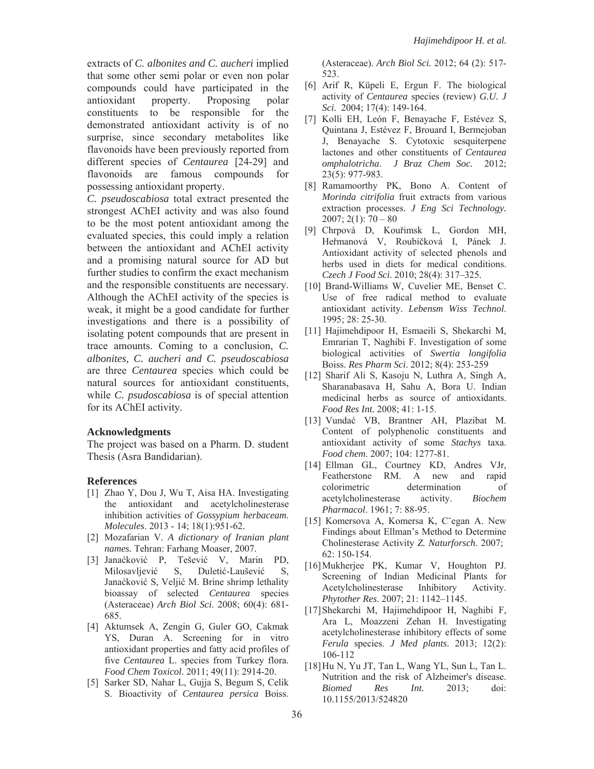extracts of *C. albonites and C. aucheri* implied that some other semi polar or even non polar compounds could have participated in the antioxidant property. Proposing polar constituents to be responsible for the demonstrated antioxidant activity is of no surprise, since secondary metabolites like flavonoids have been previously reported from different species of *Centaurea* [24-29] and flavonoids are famous compounds for possessing antioxidant property.

*C. pseudoscabiosa* total extract presented the strongest AChEI activity and was also found to be the most potent antioxidant among the evaluated species, this could imply a relation between the antioxidant and AChEI activity and a promising natural source for AD but further studies to confirm the exact mechanism and the responsible constituents are necessary. Although the AChEI activity of the species is weak, it might be a good candidate for further investigations and there is a possibility of isolating potent compounds that are present in trace amounts. Coming to a conclusion, *C. albonites, C. aucheri and C. pseudoscabiosa* are three *Centaurea* species which could be natural sources for antioxidant constituents, while *C. psudoscabiosa* is of special attention for its AChEI activity.

### Acknowledgments

The project was based on a Pharm. D. student Thesis (Asra Bandidarian).

### References

[1] Zhao Y, Dou J, Wu T, Aisa HA. Investigating the antioxidant and acetylcholinesterase inhibition activities of *Gossypium herbaceam*. *Molecules*. 2013 - 14; 18(1):951-62.

[2] Mozafarian V. *A dictionary of Iranian plant names.* Tehran: Farhang Moaser, 2007.

[3] Janaćković P, Tešević V, Marin PD, Milosavljević S, Duletić-Laušević S, Janaćković S, Veljić M. Brine shrimp lethality bioassay of selected *Centaurea* species (Asteraceae) *Arch Biol Sci*. 2008; 60(4): 681-685.

[4] Aktumsek A, Zengin G, Guler GO, Cakmak YS, Duran A. Screening for in vitro antioxidant properties and fatty acid profiles of five *Centaurea* L. species from Turkey flora. *Food Chem Toxicol*. 2011; 49(11): 2914-20.

[5] Sarker SD, Nahar L, Gujja S, Begum S, Celik S. Bioactivity of *Centaurea persica* Boiss. (Asteraceae). *Arch Biol Sci.* 2012; 64 (2): 517-523.

[6] Arif R, Küpeli E, Ergun F. The biological activity of *Centaurea* species (review) *G.U. J Sci.* 2004; 17(4): 149-164.

[7] Kolli EH, León F, Benayache F, Estévez S, Quintana J, Estévez F, Brouard I, Bermejoban J, Benayache S. Cytotoxic sesquiterpene lactones and other constituents of *Centaurea omphalotricha*. *J Braz Chem Soc.* 2012; 23(5): 977-983.

[8] Ramamoorthy PK, Bono A. Content of *Morinda citrifolia* fruit extracts from various extraction processes. *J Eng Sci Technology.* 2007; 2(1): 70 – 80

[9] Chrpová D, Kouřimsk L, Gordon MH, Heřmanová V, Roubíčková I, Pánek J. Antioxidant activity of selected phenols and herbs used in diets for medical conditions. *Czech J Food Sci*. 2010; 28(4): 317–325.

[10] Brand-Williams W, Cuvelier ME, Benset C. Use of free radical method to evaluate antioxidant activity. *Lebensm Wiss Technol.* 1995; 28: 25-30.

[11] Hajimehdipoor H, Esmaeili S, Shekarchi M, Emrarian T, Naghibi F. Investigation of some biological activities of *Swertia longifolia* Boiss. *Res Pharm Sci*. 2012; 8(4): 253-259

[12] Sharif Ali S, Kasoju N, Luthra A, Singh A, Sharanabasava H, Sahu A, Bora U. Indian medicinal herbs as source of antioxidants. *Food Res Int.* 2008; 41: 1-15.

[13] Vundać VB, Brantner AH, Plazibat M. Content of polyphenolic constituents and antioxidant activity of some *Stachys* taxa. *Food chem*. 2007; 104: 1277-81.

[14] Ellman GL, Courtney KD, Andres VJr, Featherstone RM. A new and rapid colorimetric determination of acetylcholinesterase activity. *Biochem Pharmacol*. 1961; 7: 88-95.

[15] Komersova A, Komersa K, Cˇegan A. New Findings about Ellman's Method to Determine Cholinesterase Activity *Z. Naturforsch*. 2007; 62: 150-154.

[16] Mukherjee PK, Kumar V, Houghton PJ. Screening of Indian Medicinal Plants for Acetylcholinesterase Inhibitory Activity. *Phytother Res*. 2007; 21: 1142–1145.

[17] Shekarchi M, Hajimehdipoor H, Naghibi F, Ara L, Moazzeni Zehan H. Investigating acetylcholinesterase inhibitory effects of some *Ferula* species. *J Med plants*. 2013; 12(2): 106-112

[18] Hu N, Yu JT, Tan L, Wang YL, Sun L, Tan L. Nutrition and the risk of Alzheimer's disease. *Biomed Res Int.* 2013; doi: 10.1155/2013/524820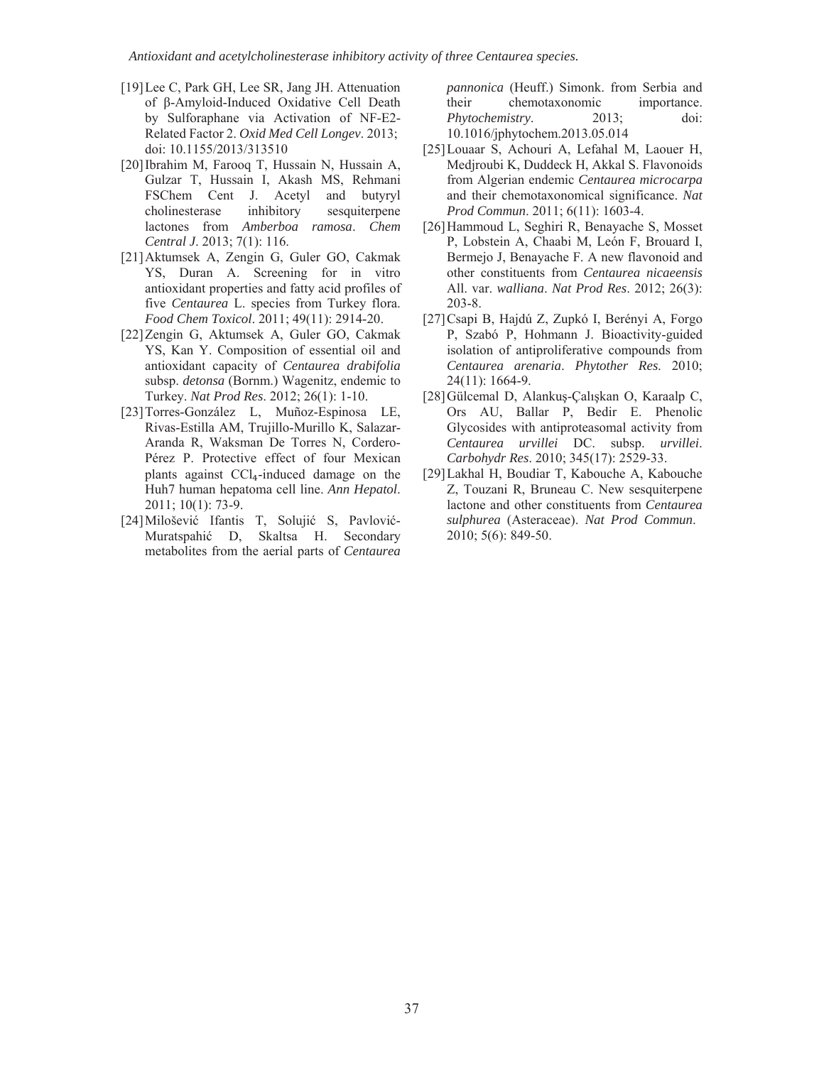[19] Lee C, Park GH, Lee SR, Jang JH. Attenuation of β-Amyloid-Induced Oxidative Cell Death by Sulforaphane via Activation of NF-E2-Related Factor 2. *Oxid Med Cell Longev*. 2013; doi: 10.1155/2013/313510

[20] Ibrahim M, Farooq T, Hussain N, Hussain A, Gulzar T, Hussain I, Akash MS, Rehmani FSChem Cent J. Acetyl and butyryl cholinesterase inhibitory sesquiterpene lactones from *Amberboa ramosa*. *Chem Central J*. 2013; 7(1): 116.

[21] Aktumsek A, Zengin G, Guler GO, Cakmak YS, Duran A. Screening for in vitro antioxidant properties and fatty acid profiles of five *Centaurea* L. species from Turkey flora. *Food Chem Toxicol*. 2011; 49(11): 2914-20.

[22] Zengin G, Aktumsek A, Guler GO, Cakmak YS, Kan Y. Composition of essential oil and antioxidant capacity of *Centaurea drabifolia* subsp. *detonsa* (Bornm.) Wagenitz, endemic to Turkey. *Nat Prod Res*. 2012; 26(1): 1-10.

[23] Torres-González L, Muñoz-Espinosa LE, Rivas-Estilla AM, Trujillo-Murillo K, Salazar-Aranda R, Waksman De Torres N, Cordero-Pérez P. Protective effect of four Mexican plants against $CCl_4$-induced damage on the Huh7 human hepatoma cell line. *Ann Hepatol*. 2011; 10(1): 73-9.

[24] Milošević Ifantis T, Solujić S, Pavlović-Muratspahić D, Skaltsa H. Secondary metabolites from the aerial parts of *Centaurea pannonica* (Heuff.) Simonk. from Serbia and their chemotaxonomic importance. *Phytochemistry*. 2013; doi: 10.1016/jphytochem.2013.05.014

[25] Louaar S, Achouri A, Lefahal M, Laouer H, Medjroubi K, Duddeck H, Akkal S. Flavonoids from Algerian endemic *Centaurea microcarpa* and their chemotaxonomical significance. *Nat Prod Commun*. 2011; 6(11): 1603-4.

[26] Hammoud L, Seghiri R, Benayache S, Mosset P, Lobstein A, Chaabi M, León F, Brouard I, Bermejo J, Benayache F. A new flavonoid and other constituents from *Centaurea nicaeensis* All. var. *walliana*. *Nat Prod Res*. 2012; 26(3): 203-8.

[27] Csapi B, Hajdú Z, Zupkó I, Berényi A, Forgo P, Szabó P, Hohmann J. Bioactivity-guided isolation of antiproliferative compounds from *Centaurea arenaria*. *Phytother Res*. 2010; 24(11): 1664-9.

[28] Gülcemal D, Alankuş-Çalışkan O, Karaalp C, Ors AU, Ballar P, Bedir E. Phenolic Glycosides with antiproteasomal activity from *Centaurea urvillei* DC. subsp. *urvillei*. *Carbohydr Res*. 2010; 345(17): 2529-33.

[29] Lakhal H, Boudiar T, Kabouche A, Kabouche Z, Touzani R, Bruneau C. New sesquiterpene lactone and other constituents from *Centaurea sulphurea* (Asteraceae). *Nat Prod Commun*. 2010; 5(6): 849-50.